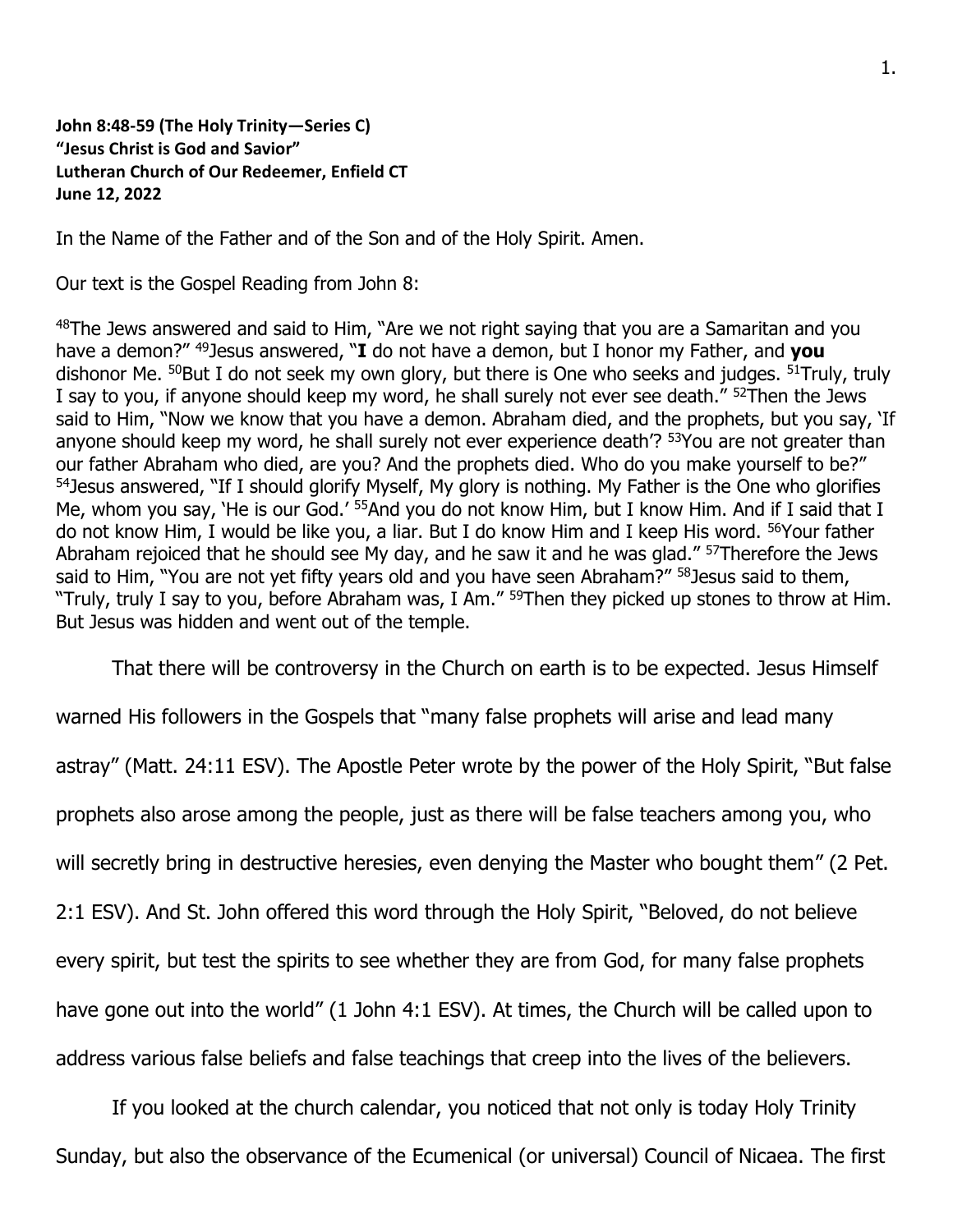**John 8:48-59 (The Holy Trinity—Series C)**
**"Jesus Christ is God and Savior"**
**Lutheran Church of Our Redeemer, Enfield CT**
**June 12, 2022**

In the Name of the Father and of the Son and of the Holy Spirit. Amen.

Our text is the Gospel Reading from John 8:

48The Jews answered and said to Him, "Are we not right saying that you are a Samaritan and you have a demon?" 49Jesus answered, "**I** do not have a demon, but I honor my Father, and **you** dishonor Me. 50But I do not seek my own glory, but there is One who seeks and judges. 51Truly, truly I say to you, if anyone should keep my word, he shall surely not ever see death." 52Then the Jews said to Him, "Now we know that you have a demon. Abraham died, and the prophets, but you say, 'If anyone should keep my word, he shall surely not ever experience death'? 53You are not greater than our father Abraham who died, are you? And the prophets died. Who do you make yourself to be?" 54Jesus answered, "If I should glorify Myself, My glory is nothing. My Father is the One who glorifies Me, whom you say, 'He is our God.' 55And you do not know Him, but I know Him. And if I said that I do not know Him, I would be like you, a liar. But I do know Him and I keep His word. 56Your father Abraham rejoiced that he should see My day, and he saw it and he was glad." 57Therefore the Jews said to Him, "You are not yet fifty years old and you have seen Abraham?" 58Jesus said to them, "Truly, truly I say to you, before Abraham was, I Am." 59Then they picked up stones to throw at Him. But Jesus was hidden and went out of the temple.

That there will be controversy in the Church on earth is to be expected. Jesus Himself warned His followers in the Gospels that "many false prophets will arise and lead many astray" (Matt. 24:11 ESV). The Apostle Peter wrote by the power of the Holy Spirit, "But false prophets also arose among the people, just as there will be false teachers among you, who will secretly bring in destructive heresies, even denying the Master who bought them" (2 Pet. 2:1 ESV). And St. John offered this word through the Holy Spirit, "Beloved, do not believe every spirit, but test the spirits to see whether they are from God, for many false prophets have gone out into the world" (1 John 4:1 ESV). At times, the Church will be called upon to address various false beliefs and false teachings that creep into the lives of the believers.

If you looked at the church calendar, you noticed that not only is today Holy Trinity Sunday, but also the observance of the Ecumenical (or universal) Council of Nicaea. The first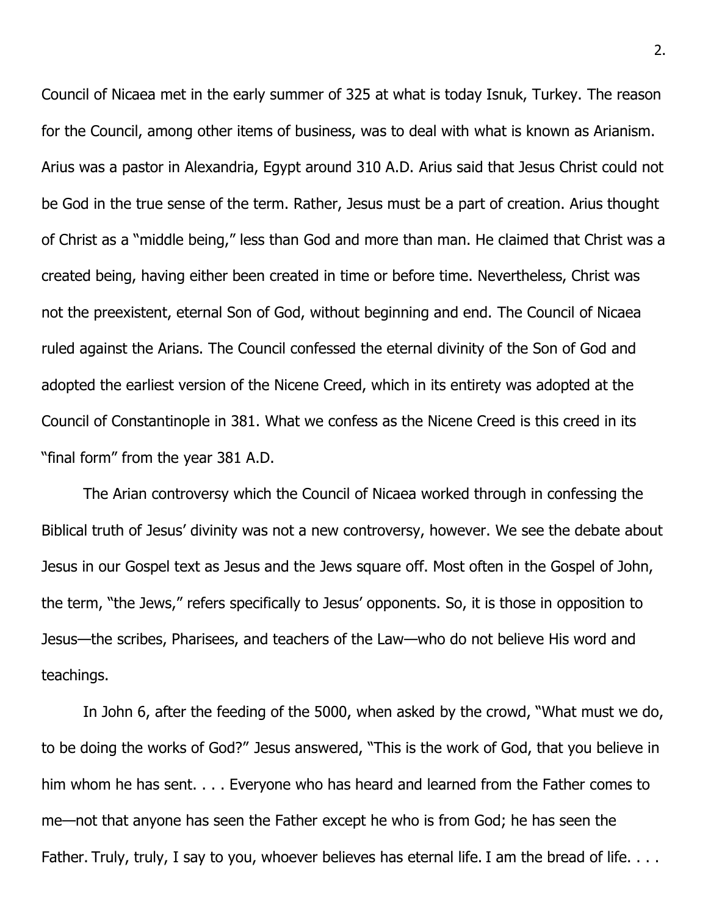Council of Nicaea met in the early summer of 325 at what is today Isnuk, Turkey. The reason for the Council, among other items of business, was to deal with what is known as Arianism. Arius was a pastor in Alexandria, Egypt around 310 A.D. Arius said that Jesus Christ could not be God in the true sense of the term. Rather, Jesus must be a part of creation. Arius thought of Christ as a "middle being," less than God and more than man. He claimed that Christ was a created being, having either been created in time or before time. Nevertheless, Christ was not the preexistent, eternal Son of God, without beginning and end. The Council of Nicaea ruled against the Arians. The Council confessed the eternal divinity of the Son of God and adopted the earliest version of the Nicene Creed, which in its entirety was adopted at the Council of Constantinople in 381. What we confess as the Nicene Creed is this creed in its "final form" from the year 381 A.D.

The Arian controversy which the Council of Nicaea worked through in confessing the Biblical truth of Jesus' divinity was not a new controversy, however. We see the debate about Jesus in our Gospel text as Jesus and the Jews square off. Most often in the Gospel of John, the term, "the Jews," refers specifically to Jesus' opponents. So, it is those in opposition to Jesus—the scribes, Pharisees, and teachers of the Law—who do not believe His word and teachings.

In John 6, after the feeding of the 5000, when asked by the crowd, "What must we do, to be doing the works of God?" Jesus answered, "This is the work of God, that you believe in him whom he has sent. . . . Everyone who has heard and learned from the Father comes to me—not that anyone has seen the Father except he who is from God; he has seen the Father. Truly, truly, I say to you, whoever believes has eternal life. I am the bread of life. . . .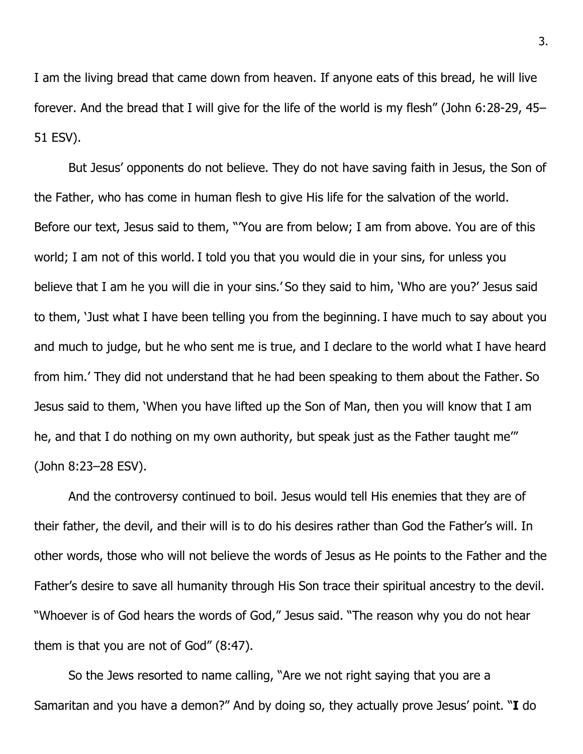I am the living bread that came down from heaven. If anyone eats of this bread, he will live forever. And the bread that I will give for the life of the world is my flesh" (John 6:28-29, 45–51 ESV).

But Jesus' opponents do not believe. They do not have saving faith in Jesus, the Son of the Father, who has come in human flesh to give His life for the salvation of the world. Before our text, Jesus said to them, "'You are from below; I am from above. You are of this world; I am not of this world. I told you that you would die in your sins, for unless you believe that I am he you will die in your sins.' So they said to him, 'Who are you?' Jesus said to them, 'Just what I have been telling you from the beginning. I have much to say about you and much to judge, but he who sent me is true, and I declare to the world what I have heard from him.' They did not understand that he had been speaking to them about the Father. So Jesus said to them, 'When you have lifted up the Son of Man, then you will know that I am he, and that I do nothing on my own authority, but speak just as the Father taught me'" (John 8:23–28 ESV).

And the controversy continued to boil. Jesus would tell His enemies that they are of their father, the devil, and their will is to do his desires rather than God the Father's will. In other words, those who will not believe the words of Jesus as He points to the Father and the Father's desire to save all humanity through His Son trace their spiritual ancestry to the devil. "Whoever is of God hears the words of God," Jesus said. "The reason why you do not hear them is that you are not of God" (8:47).

So the Jews resorted to name calling, "Are we not right saying that you are a Samaritan and you have a demon?" And by doing so, they actually prove Jesus' point. "**I** do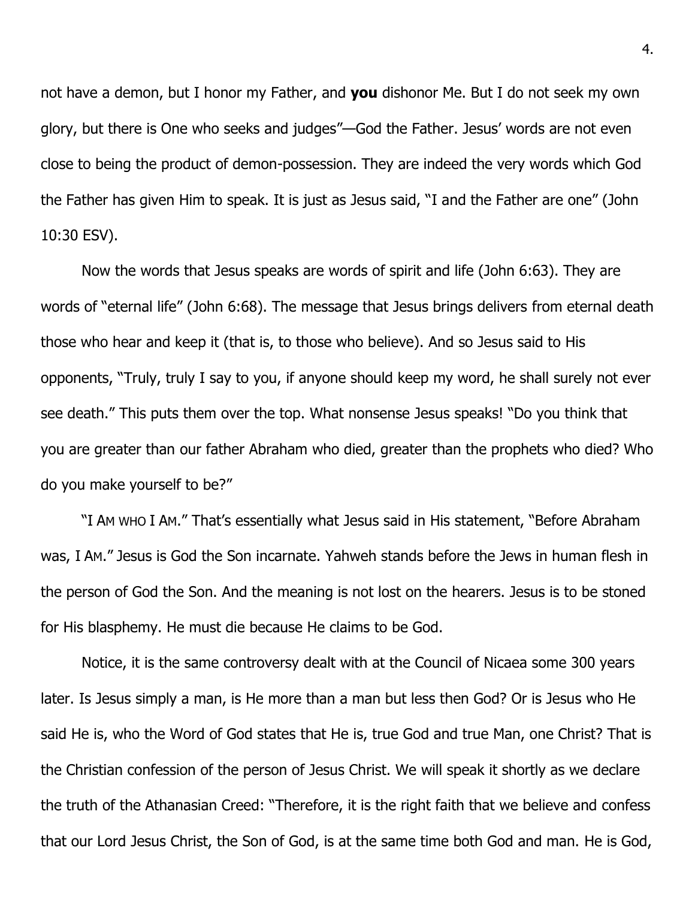not have a demon, but I honor my Father, and **you** dishonor Me. But I do not seek my own glory, but there is One who seeks and judges"—God the Father. Jesus' words are not even close to being the product of demon-possession. They are indeed the very words which God the Father has given Him to speak. It is just as Jesus said, "I and the Father are one" (John 10:30 ESV).

Now the words that Jesus speaks are words of spirit and life (John 6:63). They are words of "eternal life" (John 6:68). The message that Jesus brings delivers from eternal death those who hear and keep it (that is, to those who believe). And so Jesus said to His opponents, "Truly, truly I say to you, if anyone should keep my word, he shall surely not ever see death." This puts them over the top. What nonsense Jesus speaks! "Do you think that you are greater than our father Abraham who died, greater than the prophets who died? Who do you make yourself to be?"

"I AM WHO I AM." That's essentially what Jesus said in His statement, "Before Abraham was, I AM." Jesus is God the Son incarnate. Yahweh stands before the Jews in human flesh in the person of God the Son. And the meaning is not lost on the hearers. Jesus is to be stoned for His blasphemy. He must die because He claims to be God.

Notice, it is the same controversy dealt with at the Council of Nicaea some 300 years later. Is Jesus simply a man, is He more than a man but less then God? Or is Jesus who He said He is, who the Word of God states that He is, true God and true Man, one Christ? That is the Christian confession of the person of Jesus Christ. We will speak it shortly as we declare the truth of the Athanasian Creed: "Therefore, it is the right faith that we believe and confess that our Lord Jesus Christ, the Son of God, is at the same time both God and man. He is God,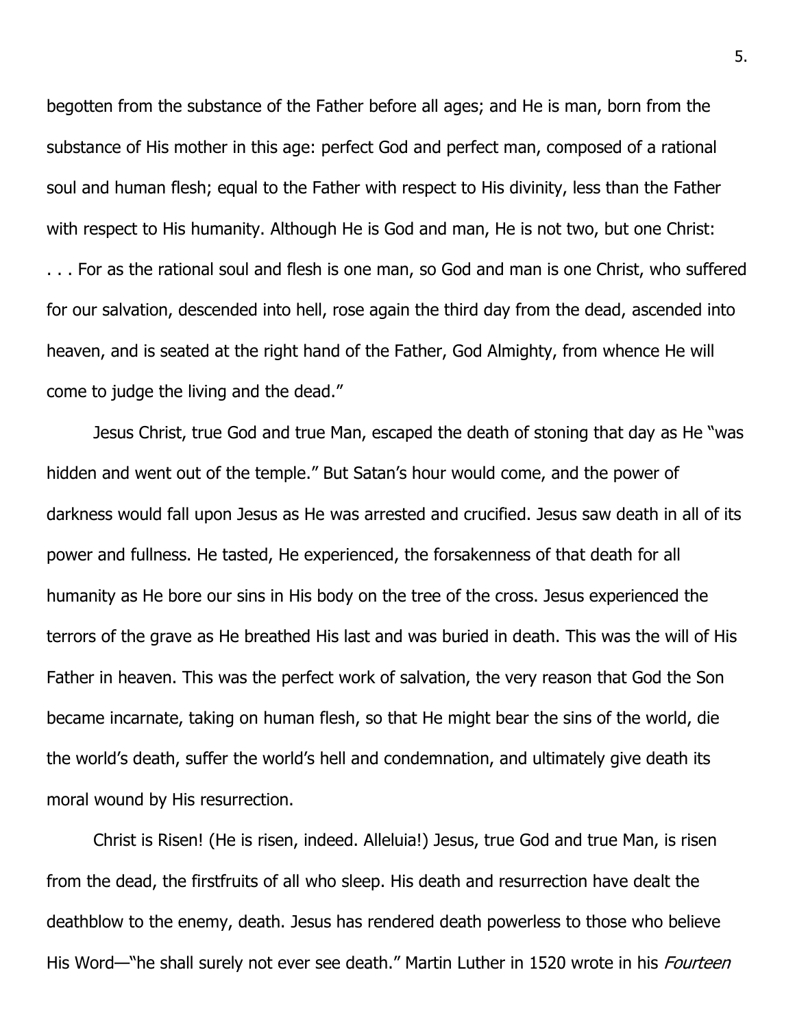begotten from the substance of the Father before all ages; and He is man, born from the substance of His mother in this age: perfect God and perfect man, composed of a rational soul and human flesh; equal to the Father with respect to His divinity, less than the Father with respect to His humanity. Although He is God and man, He is not two, but one Christ: . . . For as the rational soul and flesh is one man, so God and man is one Christ, who suffered for our salvation, descended into hell, rose again the third day from the dead, ascended into heaven, and is seated at the right hand of the Father, God Almighty, from whence He will come to judge the living and the dead."

Jesus Christ, true God and true Man, escaped the death of stoning that day as He "was hidden and went out of the temple." But Satan's hour would come, and the power of darkness would fall upon Jesus as He was arrested and crucified. Jesus saw death in all of its power and fullness. He tasted, He experienced, the forsakenness of that death for all humanity as He bore our sins in His body on the tree of the cross. Jesus experienced the terrors of the grave as He breathed His last and was buried in death. This was the will of His Father in heaven. This was the perfect work of salvation, the very reason that God the Son became incarnate, taking on human flesh, so that He might bear the sins of the world, die the world's death, suffer the world's hell and condemnation, and ultimately give death its moral wound by His resurrection.

Christ is Risen! (He is risen, indeed. Alleluia!) Jesus, true God and true Man, is risen from the dead, the firstfruits of all who sleep. His death and resurrection have dealt the deathblow to the enemy, death. Jesus has rendered death powerless to those who believe His Word—"he shall surely not ever see death." Martin Luther in 1520 wrote in his *Fourteen*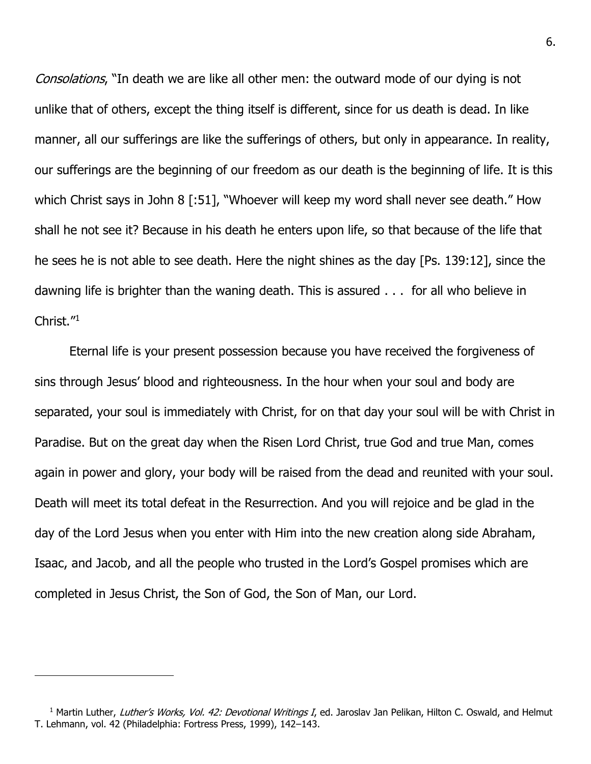*Consolations*, "In death we are like all other men: the outward mode of our dying is not unlike that of others, except the thing itself is different, since for us death is dead. In like manner, all our sufferings are like the sufferings of others, but only in appearance. In reality, our sufferings are the beginning of our freedom as our death is the beginning of life. It is this which Christ says in John 8 [:51], "Whoever will keep my word shall never see death." How shall he not see it? Because in his death he enters upon life, so that because of the life that he sees he is not able to see death. Here the night shines as the day [Ps. 139:12], since the dawning life is brighter than the waning death. This is assured . . . for all who believe in Christ."[1]

Eternal life is your present possession because you have received the forgiveness of sins through Jesus' blood and righteousness. In the hour when your soul and body are separated, your soul is immediately with Christ, for on that day your soul will be with Christ in Paradise. But on the great day when the Risen Lord Christ, true God and true Man, comes again in power and glory, your body will be raised from the dead and reunited with your soul. Death will meet its total defeat in the Resurrection. And you will rejoice and be glad in the day of the Lord Jesus when you enter with Him into the new creation along side Abraham, Isaac, and Jacob, and all the people who trusted in the Lord's Gospel promises which are completed in Jesus Christ, the Son of God, the Son of Man, our Lord.

---

[1] Martin Luther, *Luther's Works, Vol. 42: Devotional Writings I*, ed. Jaroslav Jan Pelikan, Hilton C. Oswald, and Helmut T. Lehmann, vol. 42 (Philadelphia: Fortress Press, 1999), 142–143.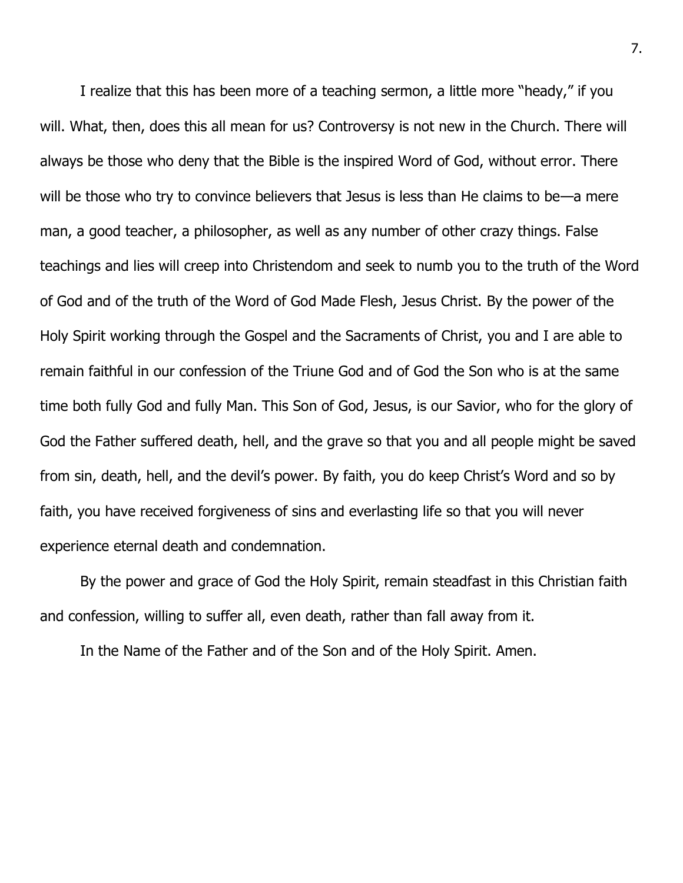I realize that this has been more of a teaching sermon, a little more "heady," if you will. What, then, does this all mean for us? Controversy is not new in the Church. There will always be those who deny that the Bible is the inspired Word of God, without error. There will be those who try to convince believers that Jesus is less than He claims to be—a mere man, a good teacher, a philosopher, as well as any number of other crazy things. False teachings and lies will creep into Christendom and seek to numb you to the truth of the Word of God and of the truth of the Word of God Made Flesh, Jesus Christ. By the power of the Holy Spirit working through the Gospel and the Sacraments of Christ, you and I are able to remain faithful in our confession of the Triune God and of God the Son who is at the same time both fully God and fully Man. This Son of God, Jesus, is our Savior, who for the glory of God the Father suffered death, hell, and the grave so that you and all people might be saved from sin, death, hell, and the devil's power. By faith, you do keep Christ's Word and so by faith, you have received forgiveness of sins and everlasting life so that you will never experience eternal death and condemnation.

By the power and grace of God the Holy Spirit, remain steadfast in this Christian faith and confession, willing to suffer all, even death, rather than fall away from it.

In the Name of the Father and of the Son and of the Holy Spirit. Amen.